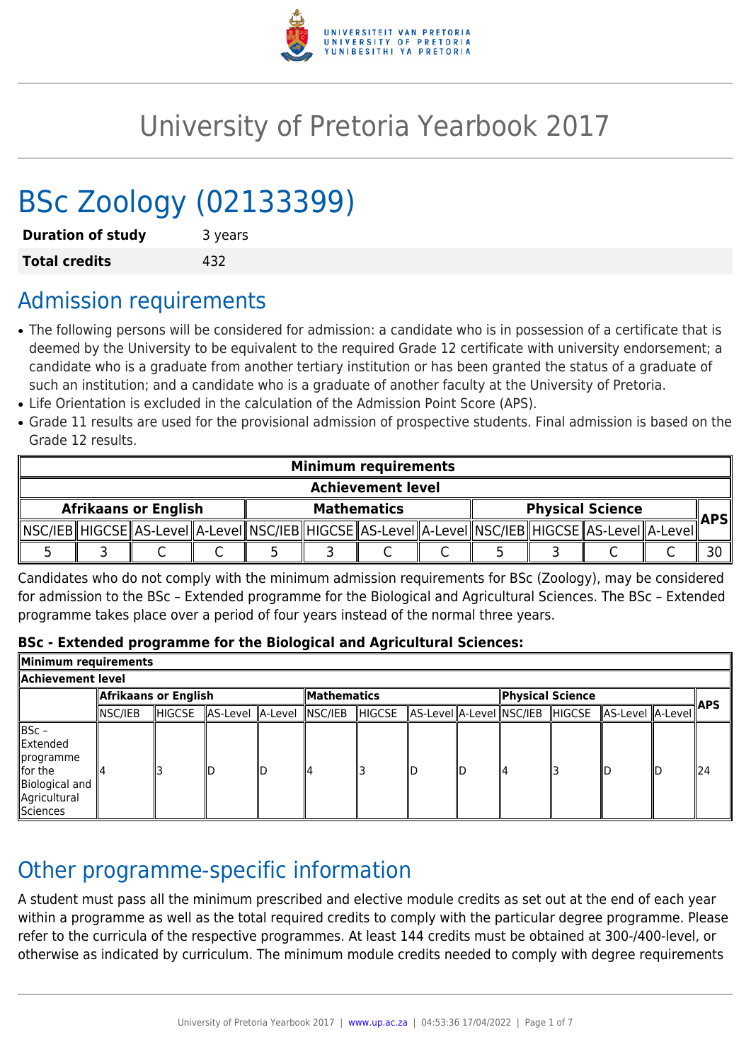# University of Pretoria Yearbook 2017

# BSc Zoology (02133399)

| **Duration of study** | 3 years |
|---|---|
| **Total credits** | 432 |

## Admission requirements

- The following persons will be considered for admission: a candidate who is in possession of a certificate that is deemed by the University to be equivalent to the required Grade 12 certificate with university endorsement; a candidate who is a graduate from another tertiary institution or has been granted the status of a graduate of such an institution; and a candidate who is a graduate of another faculty at the University of Pretoria.
- Life Orientation is excluded in the calculation of the Admission Point Score (APS).
- Grade 11 results are used for the provisional admission of prospective students. Final admission is based on the Grade 12 results.

| **Minimum requirements** | | | | | | | | | | | | |
|---|---|---|---|---|---|---|---|---|---|---|---|---|
| **Achievement level** | | | | | | | | | | | | |
| **Afrikaans or English** | | | | **Mathematics** | | | | **Physical Science** | | | | **APS** |
| NSC/IEB | HIGCSE | AS-Level | A-Level | NSC/IEB | HIGCSE | AS-Level | A-Level | NSC/IEB | HIGCSE | AS-Level | A-Level | |
| 5 | 3 | C | C | 5 | 3 | C | C | 5 | 3 | C | C | 30 |

Candidates who do not comply with the minimum admission requirements for BSc (Zoology), may be considered for admission to the BSc – Extended programme for the Biological and Agricultural Sciences. The BSc – Extended programme takes place over a period of four years instead of the normal three years.

**BSc - Extended programme for the Biological and Agricultural Sciences:**

| **Minimum requirements** | | | | | | | | | | | | | |
|---|---|---|---|---|---|---|---|---|---|---|---|---|---|
| **Achievement level** | | | | | | | | | | | | | |
| | **Afrikaans or English** | | | | **Mathematics** | | | | **Physical Science** | | | | **APS** |
| | NSC/IEB | HIGCSE | AS-Level | A-Level | NSC/IEB | HIGCSE | AS-Level | A-Level | NSC/IEB | HIGCSE | AS-Level | A-Level | |
| BSc – Extended programme for the Biological and Agricultural Sciences | 4 | 3 | D | D | 4 | 3 | D | D | 4 | 3 | D | D | 24 |

## Other programme-specific information

A student must pass all the minimum prescribed and elective module credits as set out at the end of each year within a programme as well as the total required credits to comply with the particular degree programme. Please refer to the curricula of the respective programmes. At least 144 credits must be obtained at 300-/400-level, or otherwise as indicated by curriculum. The minimum module credits needed to comply with degree requirements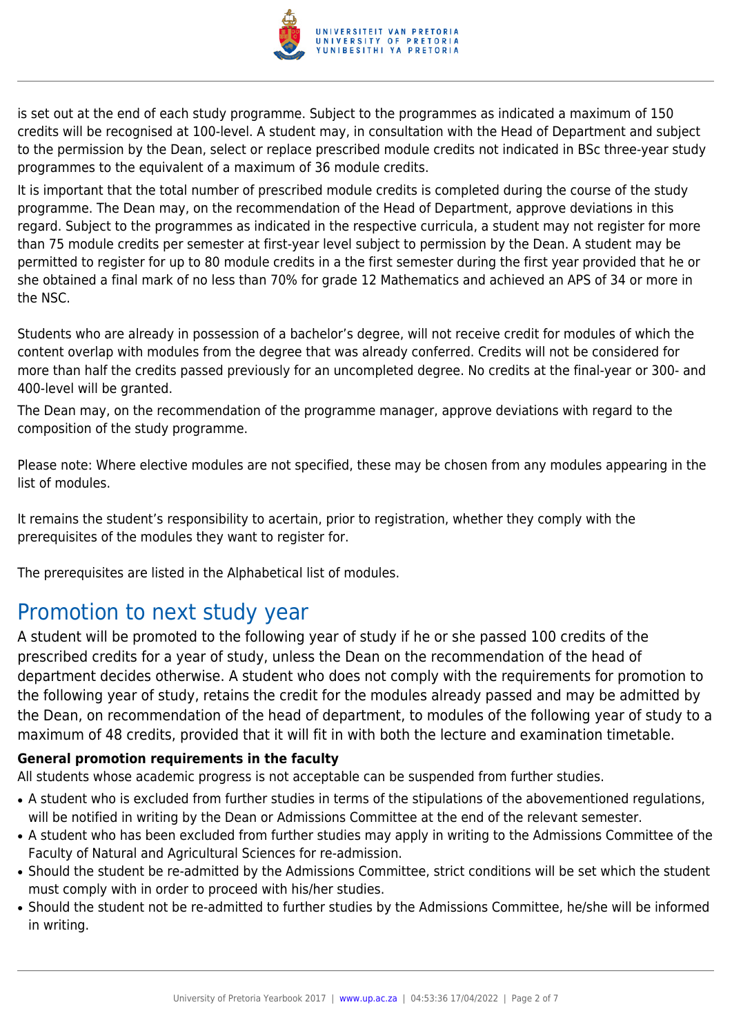is set out at the end of each study programme. Subject to the programmes as indicated a maximum of 150 credits will be recognised at 100-level. A student may, in consultation with the Head of Department and subject to the permission by the Dean, select or replace prescribed module credits not indicated in BSc three-year study programmes to the equivalent of a maximum of 36 module credits.

It is important that the total number of prescribed module credits is completed during the course of the study programme. The Dean may, on the recommendation of the Head of Department, approve deviations in this regard. Subject to the programmes as indicated in the respective curricula, a student may not register for more than 75 module credits per semester at first-year level subject to permission by the Dean. A student may be permitted to register for up to 80 module credits in a the first semester during the first year provided that he or she obtained a final mark of no less than 70% for grade 12 Mathematics and achieved an APS of 34 or more in the NSC.

Students who are already in possession of a bachelor's degree, will not receive credit for modules of which the content overlap with modules from the degree that was already conferred. Credits will not be considered for more than half the credits passed previously for an uncompleted degree. No credits at the final-year or 300- and 400-level will be granted.

The Dean may, on the recommendation of the programme manager, approve deviations with regard to the composition of the study programme.

Please note: Where elective modules are not specified, these may be chosen from any modules appearing in the list of modules.

It remains the student's responsibility to acertain, prior to registration, whether they comply with the prerequisites of the modules they want to register for.

The prerequisites are listed in the Alphabetical list of modules.

# Promotion to next study year

A student will be promoted to the following year of study if he or she passed 100 credits of the prescribed credits for a year of study, unless the Dean on the recommendation of the head of department decides otherwise. A student who does not comply with the requirements for promotion to the following year of study, retains the credit for the modules already passed and may be admitted by the Dean, on recommendation of the head of department, to modules of the following year of study to a maximum of 48 credits, provided that it will fit in with both the lecture and examination timetable.

**General promotion requirements in the faculty**

All students whose academic progress is not acceptable can be suspended from further studies.

- A student who is excluded from further studies in terms of the stipulations of the abovementioned regulations, will be notified in writing by the Dean or Admissions Committee at the end of the relevant semester.
- A student who has been excluded from further studies may apply in writing to the Admissions Committee of the Faculty of Natural and Agricultural Sciences for re-admission.
- Should the student be re-admitted by the Admissions Committee, strict conditions will be set which the student must comply with in order to proceed with his/her studies.
- Should the student not be re-admitted to further studies by the Admissions Committee, he/she will be informed in writing.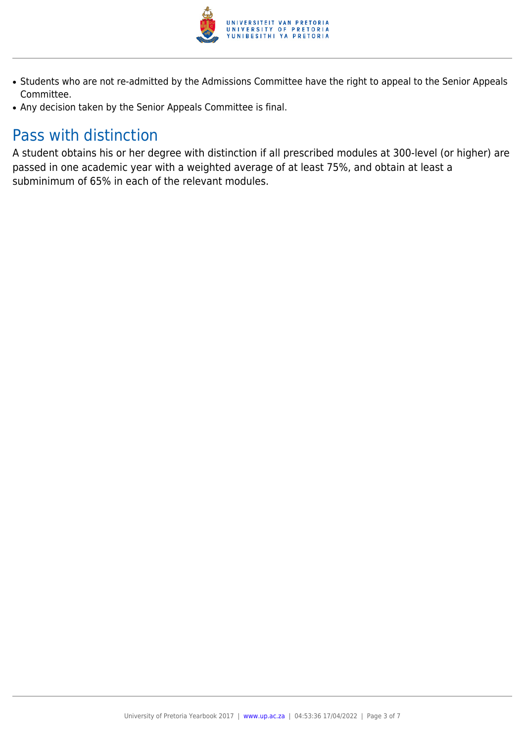- Students who are not re-admitted by the Admissions Committee have the right to appeal to the Senior Appeals Committee.
- Any decision taken by the Senior Appeals Committee is final.

## Pass with distinction

A student obtains his or her degree with distinction if all prescribed modules at 300-level (or higher) are passed in one academic year with a weighted average of at least 75%, and obtain at least a subminimum of 65% in each of the relevant modules.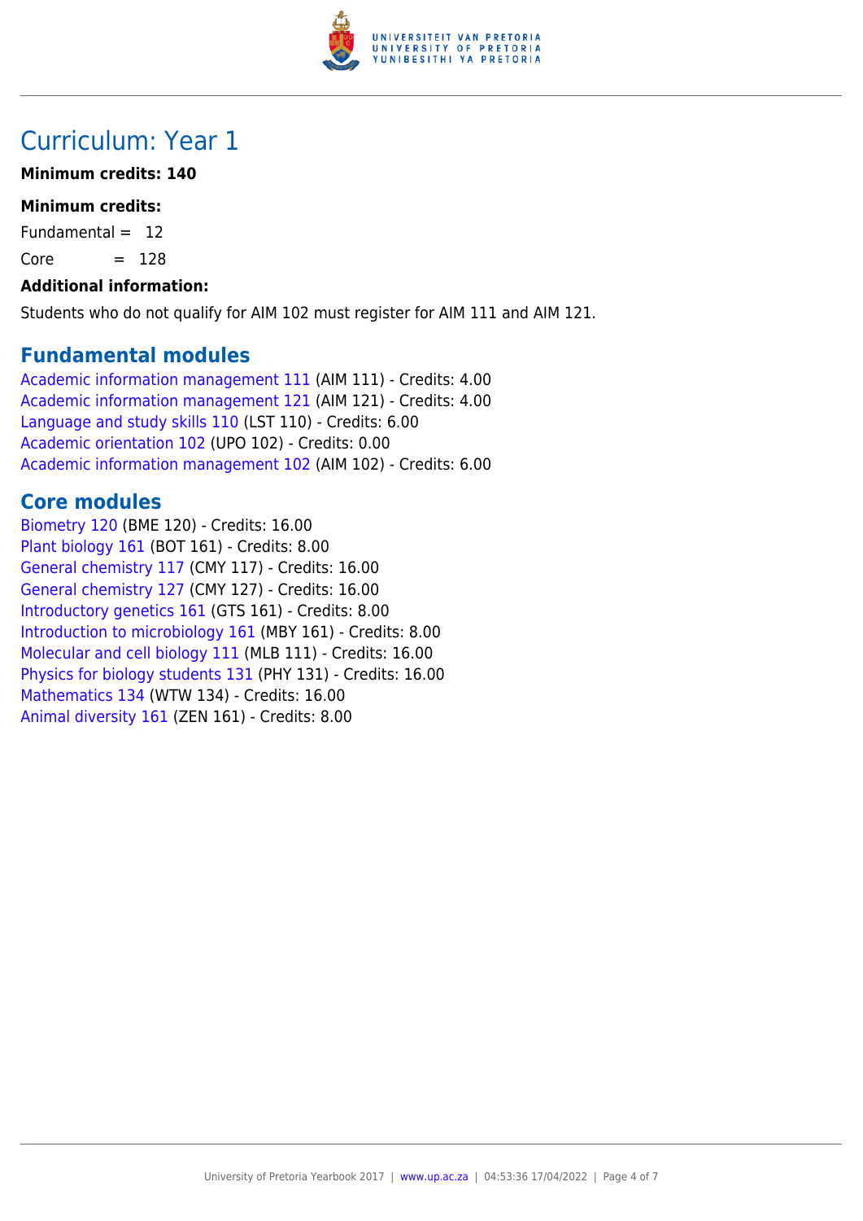# Curriculum: Year 1

**Minimum credits: 140**

**Minimum credits:**

Fundamental = 12

Core = 128

**Additional information:**

Students who do not qualify for AIM 102 must register for AIM 111 and AIM 121.

## Fundamental modules

Academic information management 111 (AIM 111) - Credits: 4.00
Academic information management 121 (AIM 121) - Credits: 4.00
Language and study skills 110 (LST 110) - Credits: 6.00
Academic orientation 102 (UPO 102) - Credits: 0.00
Academic information management 102 (AIM 102) - Credits: 6.00

## Core modules

Biometry 120 (BME 120) - Credits: 16.00
Plant biology 161 (BOT 161) - Credits: 8.00
General chemistry 117 (CMY 117) - Credits: 16.00
General chemistry 127 (CMY 127) - Credits: 16.00
Introductory genetics 161 (GTS 161) - Credits: 8.00
Introduction to microbiology 161 (MBY 161) - Credits: 8.00
Molecular and cell biology 111 (MLB 111) - Credits: 16.00
Physics for biology students 131 (PHY 131) - Credits: 16.00
Mathematics 134 (WTW 134) - Credits: 16.00
Animal diversity 161 (ZEN 161) - Credits: 8.00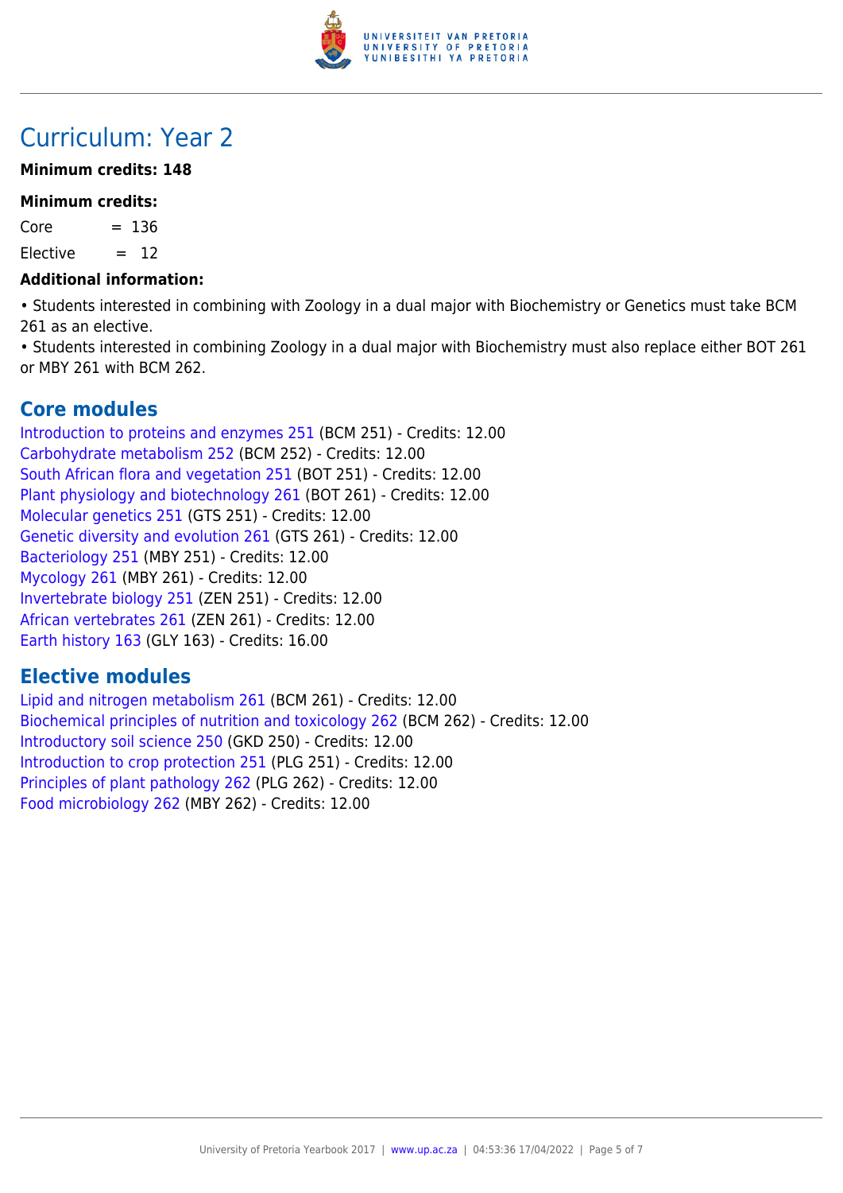# Curriculum: Year 2

**Minimum credits: 148**

**Minimum credits:**

Core = 136

Elective = 12

**Additional information:**

• Students interested in combining with Zoology in a dual major with Biochemistry or Genetics must take BCM 261 as an elective.
• Students interested in combining Zoology in a dual major with Biochemistry must also replace either BOT 261 or MBY 261 with BCM 262.

## Core modules

Introduction to proteins and enzymes 251 (BCM 251) - Credits: 12.00
Carbohydrate metabolism 252 (BCM 252) - Credits: 12.00
South African flora and vegetation 251 (BOT 251) - Credits: 12.00
Plant physiology and biotechnology 261 (BOT 261) - Credits: 12.00
Molecular genetics 251 (GTS 251) - Credits: 12.00
Genetic diversity and evolution 261 (GTS 261) - Credits: 12.00
Bacteriology 251 (MBY 251) - Credits: 12.00
Mycology 261 (MBY 261) - Credits: 12.00
Invertebrate biology 251 (ZEN 251) - Credits: 12.00
African vertebrates 261 (ZEN 261) - Credits: 12.00
Earth history 163 (GLY 163) - Credits: 16.00

## Elective modules

Lipid and nitrogen metabolism 261 (BCM 261) - Credits: 12.00
Biochemical principles of nutrition and toxicology 262 (BCM 262) - Credits: 12.00
Introductory soil science 250 (GKD 250) - Credits: 12.00
Introduction to crop protection 251 (PLG 251) - Credits: 12.00
Principles of plant pathology 262 (PLG 262) - Credits: 12.00
Food microbiology 262 (MBY 262) - Credits: 12.00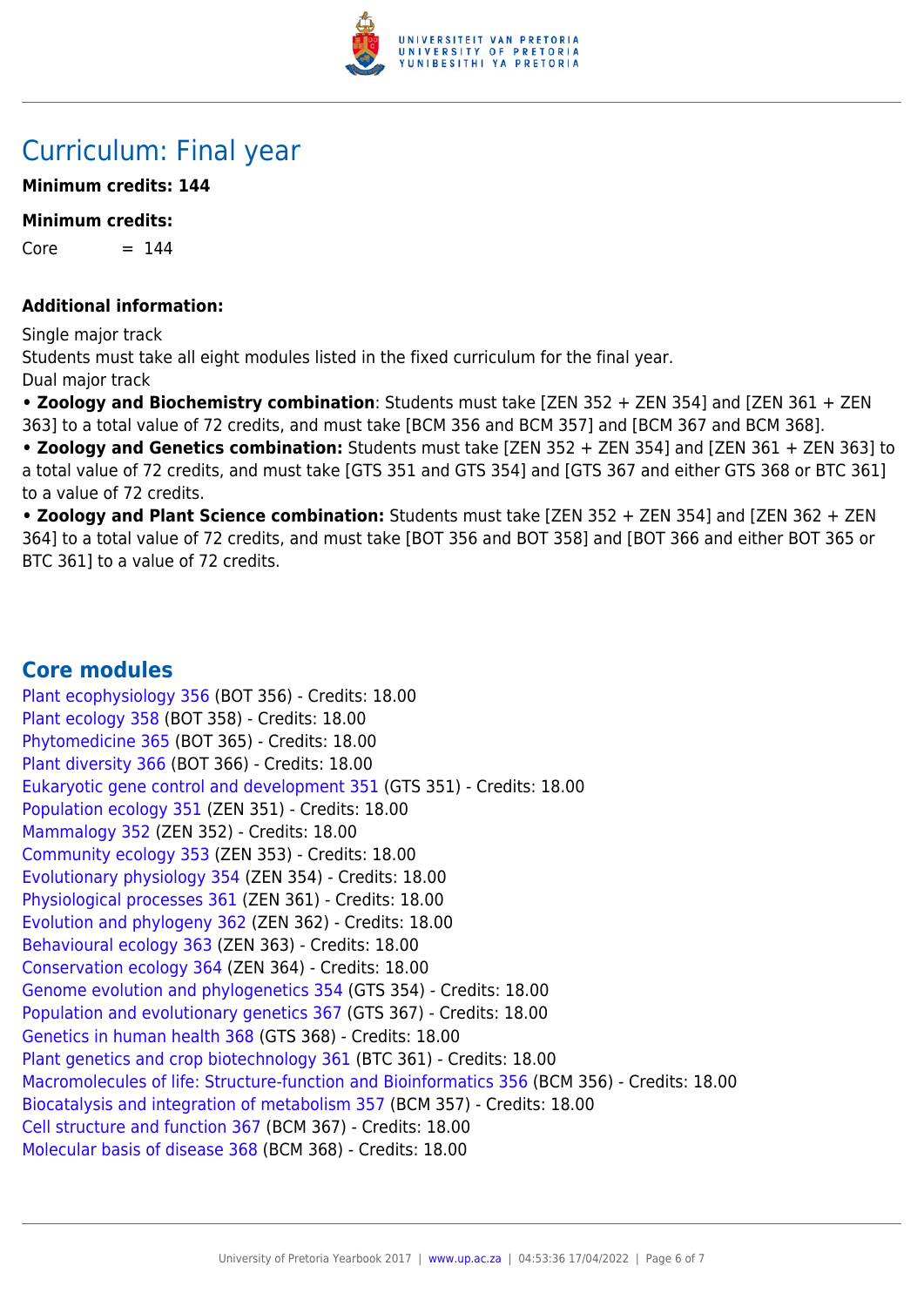# Curriculum: Final year

**Minimum credits: 144**

**Minimum credits:**

Core = 144

**Additional information:**

Single major track
Students must take all eight modules listed in the fixed curriculum for the final year.
Dual major track

- **Zoology and Biochemistry combination**: Students must take [ZEN 352 + ZEN 354] and [ZEN 361 + ZEN 363] to a total value of 72 credits, and must take [BCM 356 and BCM 357] and [BCM 367 and BCM 368].
- **Zoology and Genetics combination:** Students must take [ZEN 352 + ZEN 354] and [ZEN 361 + ZEN 363] to a total value of 72 credits, and must take [GTS 351 and GTS 354] and [GTS 367 and either GTS 368 or BTC 361] to a value of 72 credits.
- **Zoology and Plant Science combination:** Students must take [ZEN 352 + ZEN 354] and [ZEN 362 + ZEN 364] to a total value of 72 credits, and must take [BOT 356 and BOT 358] and [BOT 366 and either BOT 365 or BTC 361] to a value of 72 credits.

## Core modules

Plant ecophysiology 356 (BOT 356) - Credits: 18.00
Plant ecology 358 (BOT 358) - Credits: 18.00
Phytomedicine 365 (BOT 365) - Credits: 18.00
Plant diversity 366 (BOT 366) - Credits: 18.00
Eukaryotic gene control and development 351 (GTS 351) - Credits: 18.00
Population ecology 351 (ZEN 351) - Credits: 18.00
Mammalogy 352 (ZEN 352) - Credits: 18.00
Community ecology 353 (ZEN 353) - Credits: 18.00
Evolutionary physiology 354 (ZEN 354) - Credits: 18.00
Physiological processes 361 (ZEN 361) - Credits: 18.00
Evolution and phylogeny 362 (ZEN 362) - Credits: 18.00
Behavioural ecology 363 (ZEN 363) - Credits: 18.00
Conservation ecology 364 (ZEN 364) - Credits: 18.00
Genome evolution and phylogenetics 354 (GTS 354) - Credits: 18.00
Population and evolutionary genetics 367 (GTS 367) - Credits: 18.00
Genetics in human health 368 (GTS 368) - Credits: 18.00
Plant genetics and crop biotechnology 361 (BTC 361) - Credits: 18.00
Macromolecules of life: Structure-function and Bioinformatics 356 (BCM 356) - Credits: 18.00
Biocatalysis and integration of metabolism 357 (BCM 357) - Credits: 18.00
Cell structure and function 367 (BCM 367) - Credits: 18.00
Molecular basis of disease 368 (BCM 368) - Credits: 18.00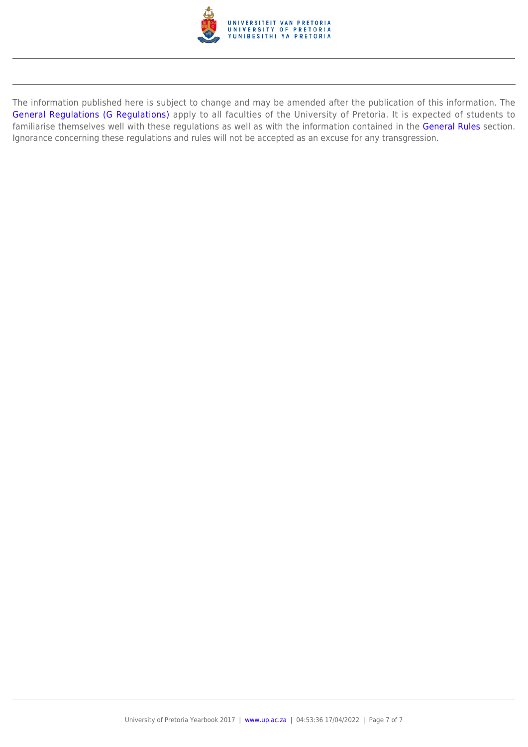The information published here is subject to change and may be amended after the publication of this information. The General Regulations (G Regulations) apply to all faculties of the University of Pretoria. It is expected of students to familiarise themselves well with these regulations as well as with the information contained in the General Rules section. Ignorance concerning these regulations and rules will not be accepted as an excuse for any transgression.